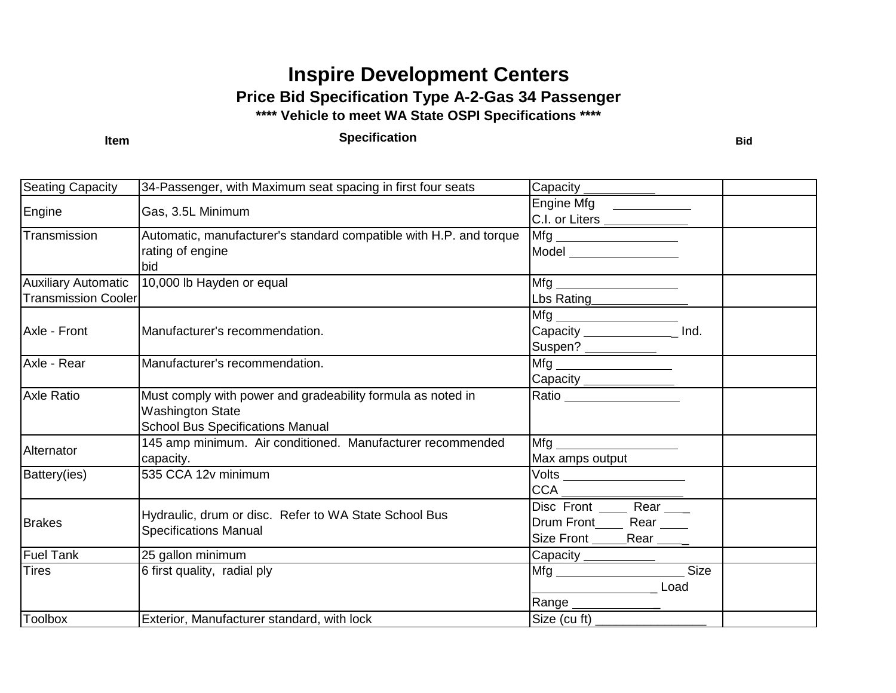# Inspire Development Centers

## Price Bid Specification Type A-2-Gas 34 Passenger

### **** Vehicle to meet WA State OSPI Specifications ****

| Item | Specification | | Bid |
|---|---|---|---|
| Seating Capacity | 34-Passenger, with Maximum seat spacing in first four seats | Capacity __________ | |
| Engine | Gas, 3.5L Minimum | Engine Mfg ___________<br>C.I. or Liters ____________ | |
| Transmission | Automatic, manufacturer's standard compatible with H.P. and torque rating of engine<br>bid | Mfg _________________<br>Model ________________ | |
| Auxiliary Automatic Transmission Cooler | 10,000 lb Hayden or equal | Mfg _________________<br>Lbs Rating______________ | |
| Axle - Front | Manufacturer's recommendation. | Mfg _________________<br>Capacity _____________ Ind.<br>Suspen? __________ | |
| Axle - Rear | Manufacturer's recommendation. | Mfg ________________<br>Capacity _____________ | |
| Axle Ratio | Must comply with power and gradeability formula as noted in Washington State<br>School Bus Specifications Manual | Ratio ________________ | |
| Alternator | 145 amp minimum. Air conditioned. Manufacturer recommended capacity. | Mfg _________________<br>Max amps output | |
| Battery(ies) | 535 CCA 12v minimum | Volts _________________<br>CCA __________________ | |
| Brakes | Hydraulic, drum or disc. Refer to WA State School Bus Specifications Manual | Disc Front ____ Rear ____<br>Drum Front____ Rear ____<br>Size Front _____Rear ____ | |
| Fuel Tank | 25 gallon minimum | Capacity __________ | |
| Tires | 6 first quality, radial ply | Mfg __________________ Size _________________ Load<br>Range _____________ | |
| Toolbox | Exterior, Manufacturer standard, with lock | Size (cu ft) ________________ | |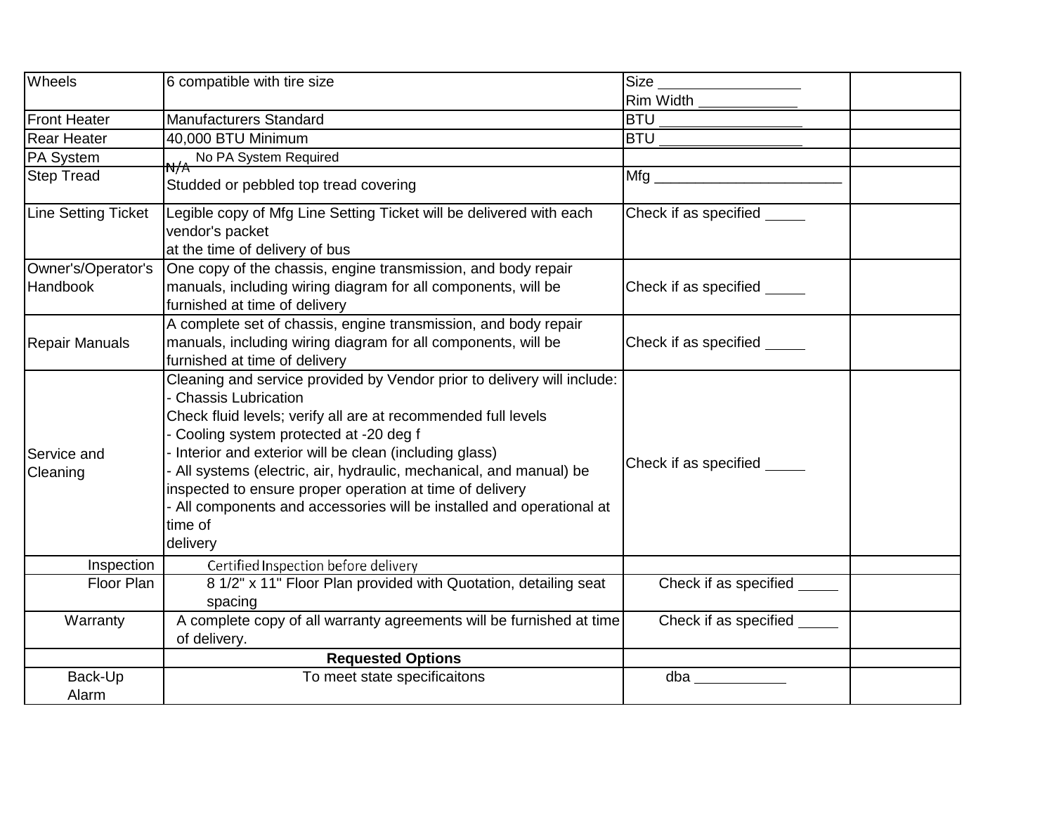| | | | |
|---|---|---|---|
| Wheels | 6 compatible with tire size | Size _________________<br>Rim Width ____________ | |
| Front Heater | Manufacturers Standard | BTU _________________ | |
| Rear Heater | 40,000 BTU Minimum | BTU _________________ | |
| PA System | ~~N/A~~ No PA System Required | | |
| Step Tread | Studded or pebbled top tread covering | Mfg _______________________ | |
| Line Setting Ticket | Legible copy of Mfg Line Setting Ticket will be delivered with each vendor's packet<br>at the time of delivery of bus | Check if as specified _____ | |
| Owner's/Operator's Handbook | One copy of the chassis, engine transmission, and body repair manuals, including wiring diagram for all components, will be furnished at time of delivery | Check if as specified _____ | |
| Repair Manuals | A complete set of chassis, engine transmission, and body repair manuals, including wiring diagram for all components, will be furnished at time of delivery | Check if as specified _____ | |
| Service and Cleaning | Cleaning and service provided by Vendor prior to delivery will include:<br>- Chassis Lubrication<br>Check fluid levels; verify all are at recommended full levels<br>- Cooling system protected at -20 deg f<br>- Interior and exterior will be clean (including glass)<br>- All systems (electric, air, hydraulic, mechanical, and manual) be inspected to ensure proper operation at time of delivery<br>- All components and accessories will be installed and operational at time of<br>delivery | Check if as specified _____ | |
| Inspection | Certified Inspection before delivery | | |
| Floor Plan | 8 1/2" x 11" Floor Plan provided with Quotation, detailing seat spacing | Check if as specified _____ | |
| Warranty | A complete copy of all warranty agreements will be furnished at time of delivery. | Check if as specified _____ | |
| | **Requested Options** | | |
| Back-Up Alarm | To meet state specificaitons | dba ___________ | |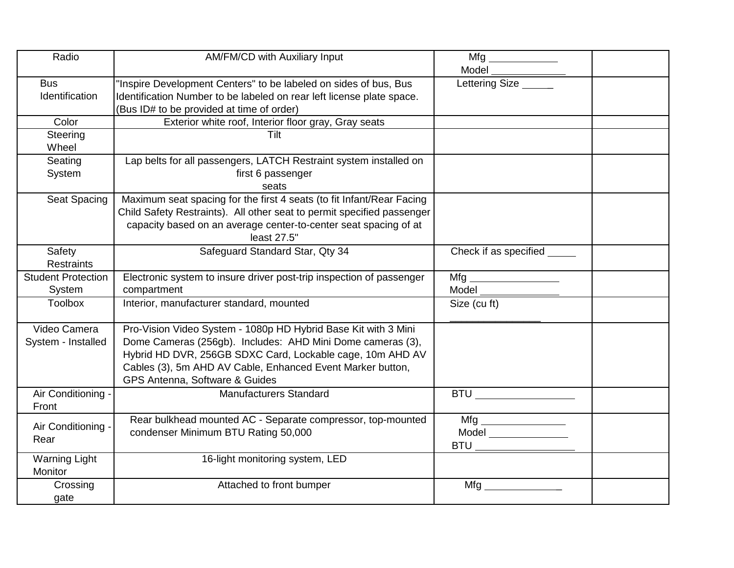| | | | |
|---|---|---|---|
| Radio | AM/FM/CD with Auxiliary Input | Mfg ___________<br>Model ____________ | |
| Bus Identification | "Inspire Development Centers" to be labeled on sides of bus, Bus Identification Number to be labeled on rear left license plate space. (Bus ID# to be provided at time of order) | Lettering Size _____ | |
| Color | Exterior white roof, Interior floor gray, Gray seats | | |
| Steering Wheel | Tilt | | |
| Seating System | Lap belts for all passengers, LATCH Restraint system installed on first 6 passenger seats | | |
| Seat Spacing | Maximum seat spacing for the first 4 seats (to fit Infant/Rear Facing Child Safety Restraints). All other seat to permit specified passenger capacity based on an average center-to-center seat spacing of at least 27.5" | | |
| Safety Restraints | Safeguard Standard Star, Qty 34 | Check if as specified _____ | |
| Student Protection System | Electronic system to insure driver post-trip inspection of passenger compartment | Mfg _______________<br>Model ______________ | |
| Toolbox | Interior, manufacturer standard, mounted | Size (cu ft) _______________ | |
| Video Camera System - Installed | Pro-Vision Video System - 1080p HD Hybrid Base Kit with 3 Mini Dome Cameras (256gb). Includes: AHD Mini Dome cameras (3), Hybrid HD DVR, 256GB SDXC Card, Lockable cage, 10m AHD AV Cables (3), 5m AHD AV Cable, Enhanced Event Marker button, GPS Antenna, Software & Guides | | |
| Air Conditioning - Front | Manufacturers Standard | BTU ________________ | |
| Air Conditioning - Rear | Rear bulkhead mounted AC - Separate compressor, top-mounted condenser Minimum BTU Rating 50,000 | Mfg ______________<br>Model _____________<br>BTU ________________ | |
| Warning Light Monitor | 16-light monitoring system, LED | | |
| Crossing gate | Attached to front bumper | Mfg _____________ | |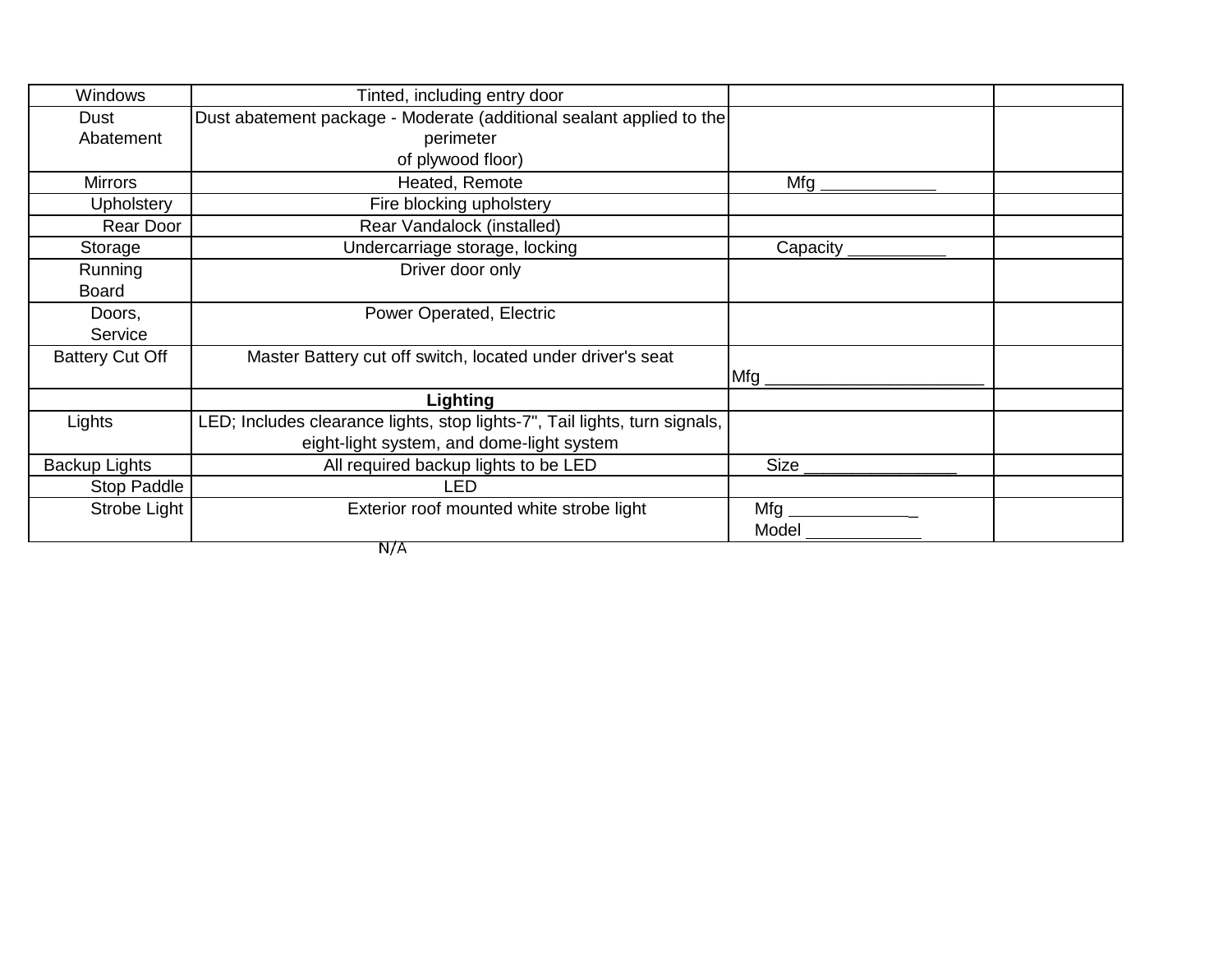| | | | |
|---|---|---|---|
| Windows | Tinted, including entry door | | |
| Dust Abatement | Dust abatement package - Moderate (additional sealant applied to the perimeter of plywood floor) | | |
| Mirrors | Heated, Remote | Mfg ____________ | |
| Upholstery | Fire blocking upholstery | | |
| Rear Door | Rear Vandalock (installed) | | |
| Storage | Undercarriage storage, locking | Capacity __________ | |
| Running Board | Driver door only | | |
| Doors, Service | Power Operated, Electric | | |
| Battery Cut Off | Master Battery cut off switch, located under driver's seat | Mfg _______________________ | |
| | **Lighting** | | |
| Lights | LED; Includes clearance lights, stop lights-7", Tail lights, turn signals, eight-light system, and dome-light system | | |
| Backup Lights | All required backup lights to be LED | Size ________________ | |
| Stop Paddle | LED | | |
| Strobe Light | Exterior roof mounted white strobe light | Mfg ____________\_<br>Model ____________ | |

N/A